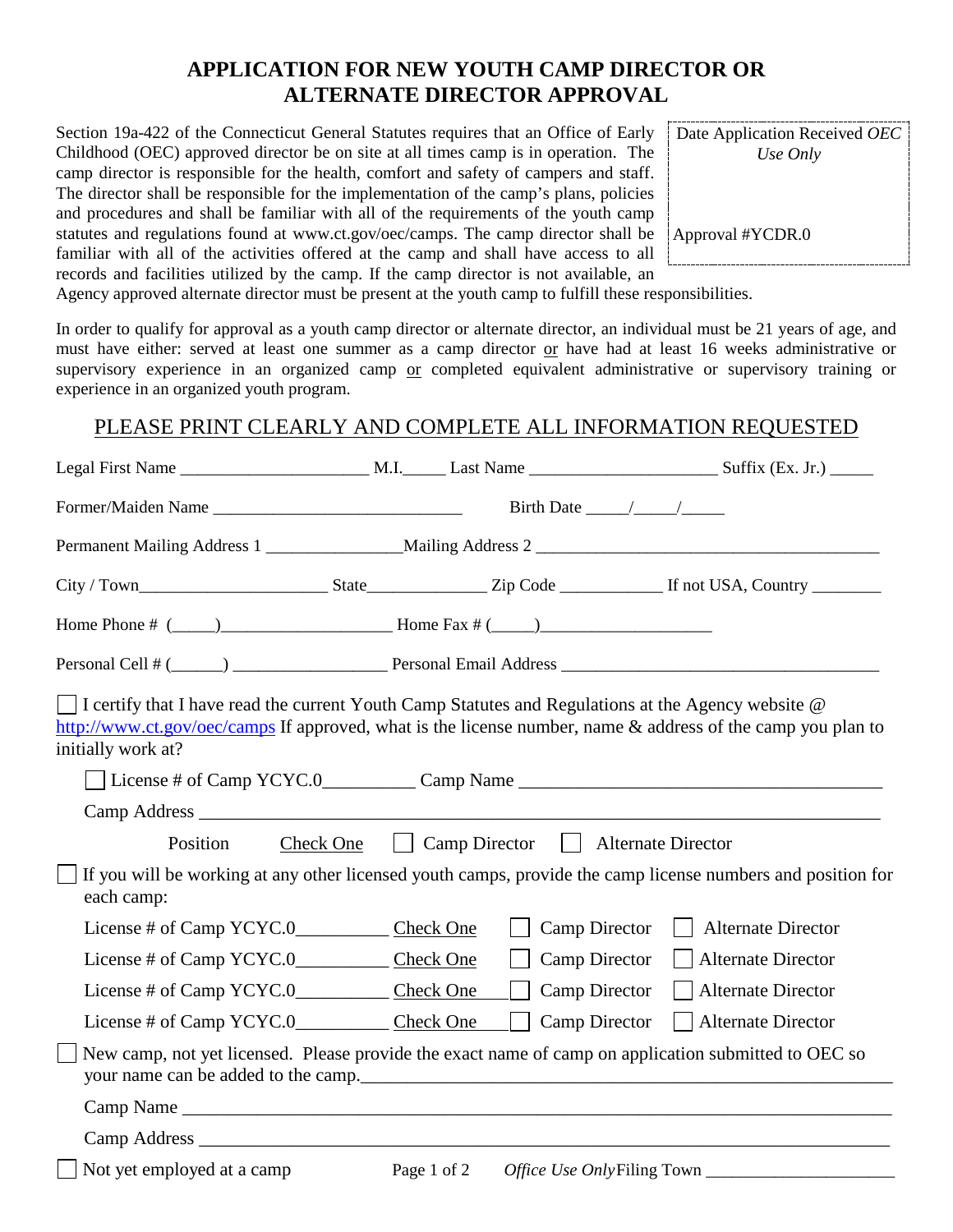# APPLICATION FOR NEW YOUTH CAMP DIRECTOR OR ALTERNATE DIRECTOR APPROVAL

Date Application Received *OEC Use Only*

Approval #YCDR.0

Section 19a-422 of the Connecticut General Statutes requires that an Office of Early Childhood (OEC) approved director be on site at all times camp is in operation. The camp director is responsible for the health, comfort and safety of campers and staff. The director shall be responsible for the implementation of the camp's plans, policies and procedures and shall be familiar with all of the requirements of the youth camp statutes and regulations found at www.ct.gov/oec/camps. The camp director shall be familiar with all of the activities offered at the camp and shall have access to all records and facilities utilized by the camp. If the camp director is not available, an Agency approved alternate director must be present at the youth camp to fulfill these responsibilities.

In order to qualify for approval as a youth camp director or alternate director, an individual must be 21 years of age, and must have either: served at least one summer as a camp director or have had at least 16 weeks administrative or supervisory experience in an organized camp or completed equivalent administrative or supervisory training or experience in an organized youth program.

PLEASE PRINT CLEARLY AND COMPLETE ALL INFORMATION REQUESTED

Legal First Name ______________________ M.I._____ Last Name ______________________ Suffix (Ex. Jr.) _____

Former/Maiden Name _____________________________ Birth Date _____/_____/_____

Permanent Mailing Address 1 ________________Mailing Address 2 ________________________________________

City / Town______________________ State______________ Zip Code ____________ If not USA, Country ________

Home Phone # (_____)____________________ Home Fax # (_____)____________________

Personal Cell # (______) __________________ Personal Email Address ______________________________________

☐ I certify that I have read the current Youth Camp Statutes and Regulations at the Agency website @ http://www.ct.gov/oec/camps If approved, what is the license number, name & address of the camp you plan to initially work at?

☐ License # of Camp YCYC.0__________ Camp Name ________________________________________

Camp Address ________________________________________________________________________

Position Check One ☐ Camp Director ☐ Alternate Director

☐ If you will be working at any other licensed youth camps, provide the camp license numbers and position for each camp:

License # of Camp YCYC.0__________ Check One ☐ Camp Director ☐ Alternate Director

License # of Camp YCYC.0__________ Check One ☐ Camp Director ☐ Alternate Director

License # of Camp YCYC.0__________ Check One ☐ Camp Director ☐ Alternate Director

License # of Camp YCYC.0__________ Check One ☐ Camp Director ☐ Alternate Director

☐ New camp, not yet licensed. Please provide the exact name of camp on application submitted to OEC so your name can be added to the camp.____________________________________________________________

Camp Name ________________________________________________________________________________

Camp Address ______________________________________________________________________________

☐ Not yet employed at a camp

*Office Use Only* Filing Town _____________________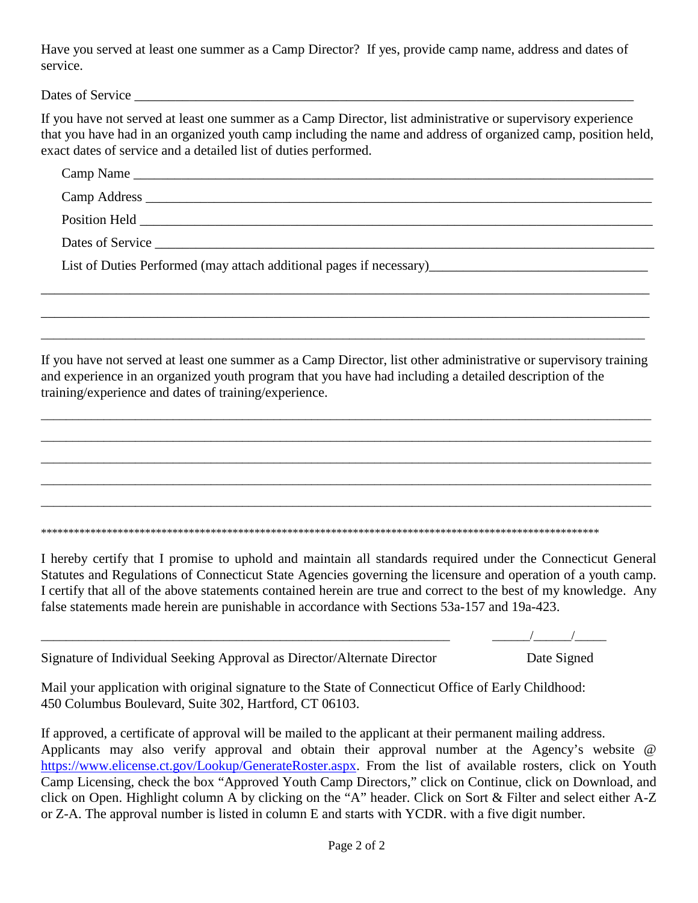Have you served at least one summer as a Camp Director? If yes, provide camp name, address and dates of service.

Dates of Service ___________________________________________________________________________

If you have not served at least one summer as a Camp Director, list administrative or supervisory experience that you have had in an organized youth camp including the name and address of organized camp, position held, exact dates of service and a detailed list of duties performed.

Camp Name ______________________________________________________________________________

Camp Address ____________________________________________________________________________

Position Held _____________________________________________________________________________

Dates of Service ___________________________________________________________________________

List of Duties Performed (may attach additional pages if necessary)_________________________________

_____________________________________________________________________________________________

_____________________________________________________________________________________________

_____________________________________________________________________________________________

If you have not served at least one summer as a Camp Director, list other administrative or supervisory training and experience in an organized youth program that you have had including a detailed description of the training/experience and dates of training/experience.

_____________________________________________________________________________________________

_____________________________________________________________________________________________

_____________________________________________________________________________________________

_____________________________________________________________________________________________

_____________________________________________________________________________________________

******************************************************************************************************

I hereby certify that I promise to uphold and maintain all standards required under the Connecticut General Statutes and Regulations of Connecticut State Agencies governing the licensure and operation of a youth camp. I certify that all of the above statements contained herein are true and correct to the best of my knowledge. Any false statements made herein are punishable in accordance with Sections 53a-157 and 19a-423.

______________________________________________________________ ______/______/_____

Signature of Individual Seeking Approval as Director/Alternate Director Date Signed

Mail your application with original signature to the State of Connecticut Office of Early Childhood:
450 Columbus Boulevard, Suite 302, Hartford, CT 06103.

If approved, a certificate of approval will be mailed to the applicant at their permanent mailing address. Applicants may also verify approval and obtain their approval number at the Agency's website @ https://www.elicense.ct.gov/Lookup/GenerateRoster.aspx. From the list of available rosters, click on Youth Camp Licensing, check the box "Approved Youth Camp Directors," click on Continue, click on Download, and click on Open. Highlight column A by clicking on the "A" header. Click on Sort & Filter and select either A-Z or Z-A. The approval number is listed in column E and starts with YCDR. with a five digit number.